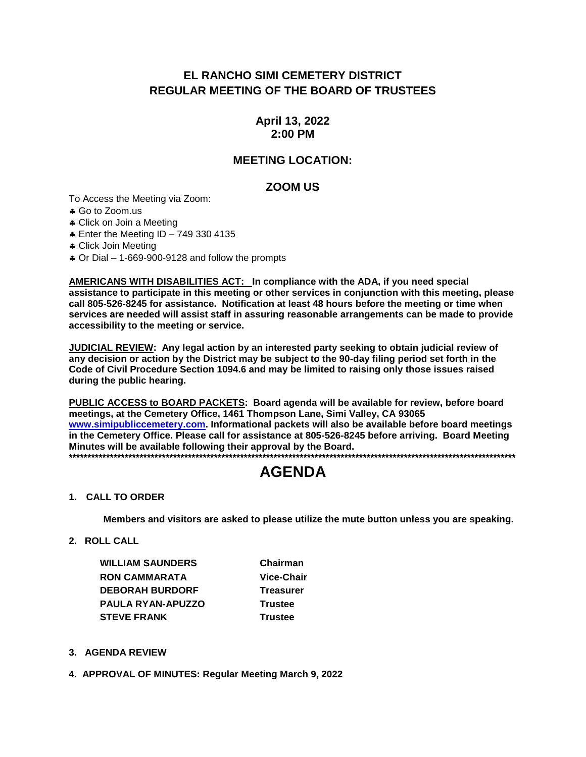# EL RANCHO SIMI CEMETERY DISTRICT
# REGULAR MEETING OF THE BOARD OF TRUSTEES

## April 13, 2022
## 2:00 PM

## MEETING LOCATION:

## ZOOM US

To Access the Meeting via Zoom:

- ♣ Go to Zoom.us
- ♣ Click on Join a Meeting
- ♣ Enter the Meeting ID – 749 330 4135
- ♣ Click Join Meeting
- ♣ Or Dial – 1-669-900-9128 and follow the prompts

**AMERICANS WITH DISABILITIES ACT: In compliance with the ADA, if you need special assistance to participate in this meeting or other services in conjunction with this meeting, please call 805-526-8245 for assistance. Notification at least 48 hours before the meeting or time when services are needed will assist staff in assuring reasonable arrangements can be made to provide accessibility to the meeting or service.**

**JUDICIAL REVIEW: Any legal action by an interested party seeking to obtain judicial review of any decision or action by the District may be subject to the 90-day filing period set forth in the Code of Civil Procedure Section 1094.6 and may be limited to raising only those issues raised during the public hearing.**

**PUBLIC ACCESS to BOARD PACKETS: Board agenda will be available for review, before board meetings, at the Cemetery Office, 1461 Thompson Lane, Simi Valley, CA 93065 [www.simipubliccemetery.com](http://www.simipubliccemetery.com). Informational packets will also be available before board meetings in the Cemetery Office. Please call for assistance at 805-526-8245 before arriving. Board Meeting Minutes will be available following their approval by the Board.**

**************************************************************************************************************************

# AGENDA

**1. CALL TO ORDER**

**Members and visitors are asked to please utilize the mute button unless you are speaking.**

**2. ROLL CALL**

| | |
|---|---|
| **WILLIAM SAUNDERS** | **Chairman** |
| **RON CAMMARATA** | **Vice-Chair** |
| **DEBORAH BURDORF** | **Treasurer** |
| **PAULA RYAN-APUZZO** | **Trustee** |
| **STEVE FRANK** | **Trustee** |

**3. AGENDA REVIEW**

**4. APPROVAL OF MINUTES: Regular Meeting March 9, 2022**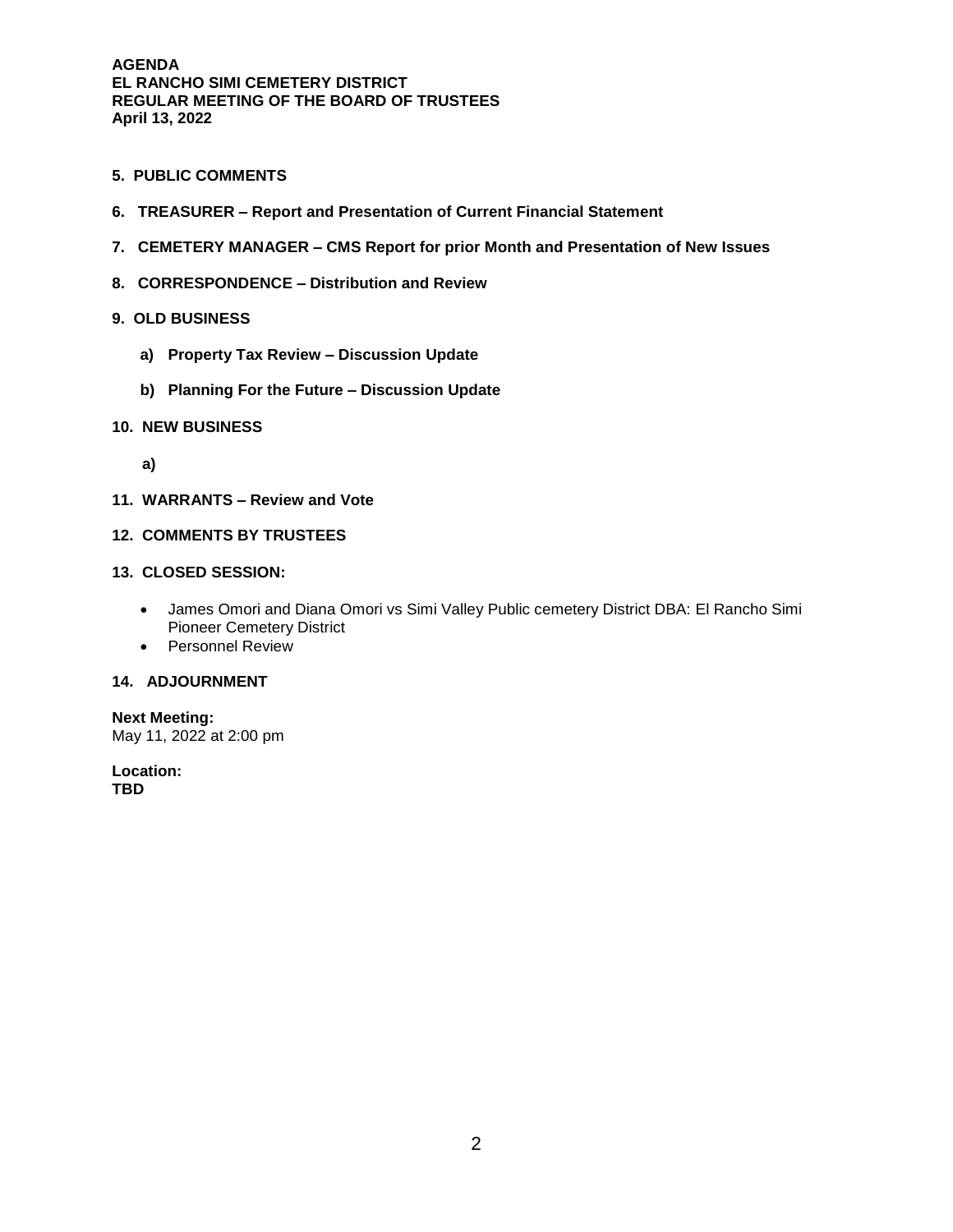**AGENDA**
**EL RANCHO SIMI CEMETERY DISTRICT**
**REGULAR MEETING OF THE BOARD OF TRUSTEES**
**April 13, 2022**

**5. PUBLIC COMMENTS**

**6. TREASURER – Report and Presentation of Current Financial Statement**

**7. CEMETERY MANAGER – CMS Report for prior Month and Presentation of New Issues**

**8. CORRESPONDENCE – Distribution and Review**

**9. OLD BUSINESS**

- **a) Property Tax Review – Discussion Update**
- **b) Planning For the Future – Discussion Update**

**10. NEW BUSINESS**

- **a)**

**11. WARRANTS – Review and Vote**

**12. COMMENTS BY TRUSTEES**

**13. CLOSED SESSION:**

- James Omori and Diana Omori vs Simi Valley Public cemetery District DBA: El Rancho Simi Pioneer Cemetery District
- Personnel Review

**14. ADJOURNMENT**

**Next Meeting:**
May 11, 2022 at 2:00 pm

**Location:**
**TBD**